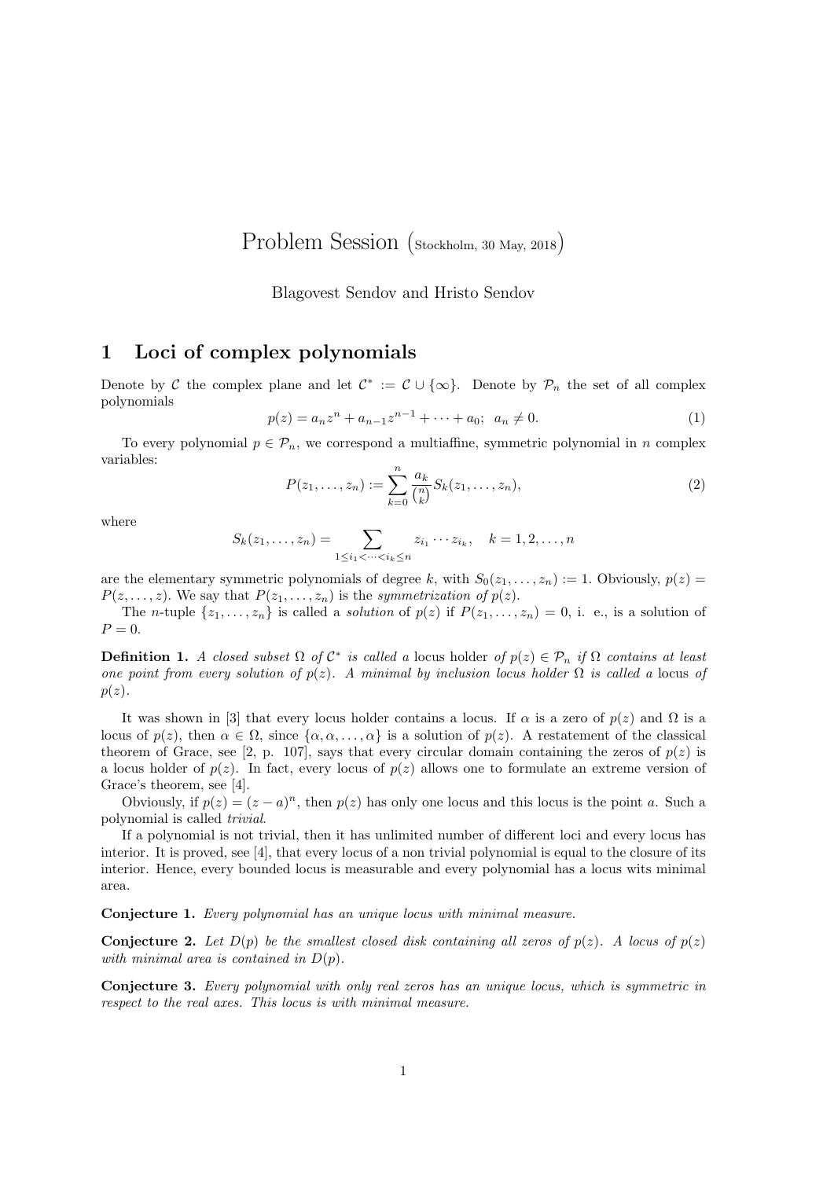# Problem Session (Stockholm, 30 May, 2018)

Blagovest Sendov and Hristo Sendov

## 1 Loci of complex polynomials

Denote by $\mathcal{C}$ the complex plane and let $\mathcal{C}^* := \mathcal{C} \cup \{\infty\}$. Denote by $\mathcal{P}_n$ the set of all complex polynomials

$$p(z) = a_n z^n + a_{n-1} z^{n-1} + \cdots + a_0; \;\; a_n \neq 0. \tag{1}$$

To every polynomial $p \in \mathcal{P}_n$, we correspond a multiaffine, symmetric polynomial in $n$ complex variables:

$$P(z_1, \ldots, z_n) := \sum_{k=0}^{n} \frac{a_k}{\binom{n}{k}} S_k(z_1, \ldots, z_n), \tag{2}$$

where

$$S_k(z_1, \ldots, z_n) = \sum_{1 \leq i_1 < \cdots < i_k \leq n} z_{i_1} \cdots z_{i_k}, \quad k = 1, 2, \ldots, n$$

are the elementary symmetric polynomials of degree $k$, with $S_0(z_1, \ldots, z_n) := 1$. Obviously, $p(z) = P(z, \ldots, z)$. We say that $P(z_1, \ldots, z_n)$ is the *symmetrization of* $p(z)$.

The $n$-tuple $\{z_1, \ldots, z_n\}$ is called a *solution* of $p(z)$ if $P(z_1, \ldots, z_n) = 0$, i. e., is a solution of $P = 0$.

**Definition 1.** *A closed subset $\Omega$ of $\mathcal{C}^*$ is called a* locus holder *of $p(z) \in \mathcal{P}_n$ if $\Omega$ contains at least one point from every solution of $p(z)$. A minimal by inclusion locus holder $\Omega$ is called a* locus *of $p(z)$.*

It was shown in [3] that every locus holder contains a locus. If $\alpha$ is a zero of $p(z)$ and $\Omega$ is a locus of $p(z)$, then $\alpha \in \Omega$, since $\{\alpha, \alpha, \ldots, \alpha\}$ is a solution of $p(z)$. A restatement of the classical theorem of Grace, see [2, p. 107], says that every circular domain containing the zeros of $p(z)$ is a locus holder of $p(z)$. In fact, every locus of $p(z)$ allows one to formulate an extreme version of Grace's theorem, see [4].

Obviously, if $p(z) = (z - a)^n$, then $p(z)$ has only one locus and this locus is the point $a$. Such a polynomial is called *trivial*.

If a polynomial is not trivial, then it has unlimited number of different loci and every locus has interior. It is proved, see [4], that every locus of a non trivial polynomial is equal to the closure of its interior. Hence, every bounded locus is measurable and every polynomial has a locus wits minimal area.

**Conjecture 1.** *Every polynomial has an unique locus with minimal measure.*

**Conjecture 2.** *Let $D(p)$ be the smallest closed disk containing all zeros of $p(z)$. A locus of $p(z)$ with minimal area is contained in $D(p)$.*

**Conjecture 3.** *Every polynomial with only real zeros has an unique locus, which is symmetric in respect to the real axes. This locus is with minimal measure.*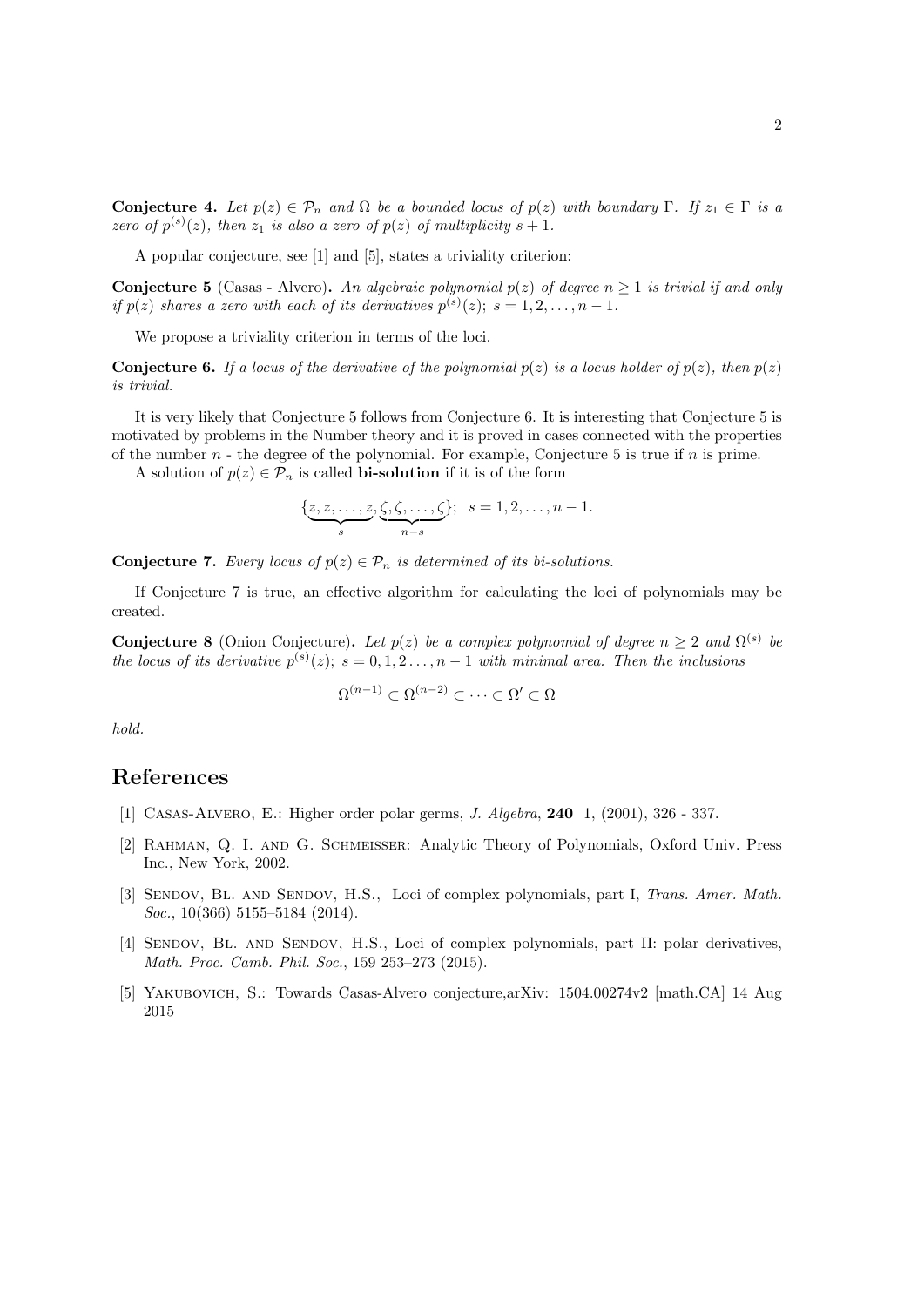**Conjecture 4.** *Let $p(z) \in \mathcal{P}_n$ and $\Omega$ be a bounded locus of $p(z)$ with boundary $\Gamma$. If $z_1 \in \Gamma$ is a zero of $p^{(s)}(z)$, then $z_1$ is also a zero of $p(z)$ of multiplicity $s+1$.*

A popular conjecture, see [1] and [5], states a triviality criterion:

**Conjecture 5** (Casas - Alvero)**.** *An algebraic polynomial $p(z)$ of degree $n \geq 1$ is trivial if and only if $p(z)$ shares a zero with each of its derivatives $p^{(s)}(z)$; $s = 1, 2, \ldots, n-1$.*

We propose a triviality criterion in terms of the loci.

**Conjecture 6.** *If a locus of the derivative of the polynomial $p(z)$ is a locus holder of $p(z)$, then $p(z)$ is trivial.*

It is very likely that Conjecture 5 follows from Conjecture 6. It is interesting that Conjecture 5 is motivated by problems in the Number theory and it is proved in cases connected with the properties of the number $n$ - the degree of the polynomial. For example, Conjecture 5 is true if $n$ is prime.

A solution of $p(z) \in \mathcal{P}_n$ is called **bi-solution** if it is of the form

$$\{\underbrace{z, z, \ldots, z}_{s}, \underbrace{\zeta, \zeta, \ldots, \zeta}_{n-s}\}; \quad s = 1, 2, \ldots, n-1.$$

**Conjecture 7.** *Every locus of $p(z) \in \mathcal{P}_n$ is determined of its bi-solutions.*

If Conjecture 7 is true, an effective algorithm for calculating the loci of polynomials may be created.

**Conjecture 8** (Onion Conjecture)**.** *Let $p(z)$ be a complex polynomial of degree $n \geq 2$ and $\Omega^{(s)}$ be the locus of its derivative $p^{(s)}(z)$; $s = 0, 1, 2 \ldots, n-1$ with minimal area. Then the inclusions*

$$\Omega^{(n-1)} \subset \Omega^{(n-2)} \subset \cdots \subset \Omega' \subset \Omega$$

*hold.*

## References

[1] Casas-Alvero, E.: Higher order polar germs, *J. Algebra*, **240** 1, (2001), 326 - 337.

[2] Rahman, Q. I. and G. Schmeisser: Analytic Theory of Polynomials, Oxford Univ. Press Inc., New York, 2002.

[3] Sendov, Bl. and Sendov, H.S., Loci of complex polynomials, part I, *Trans. Amer. Math. Soc.*, 10(366) 5155–5184 (2014).

[4] Sendov, Bl. and Sendov, H.S., Loci of complex polynomials, part II: polar derivatives, *Math. Proc. Camb. Phil. Soc.*, 159 253–273 (2015).

[5] Yakubovich, S.: Towards Casas-Alvero conjecture,arXiv: 1504.00274v2 [math.CA] 14 Aug 2015